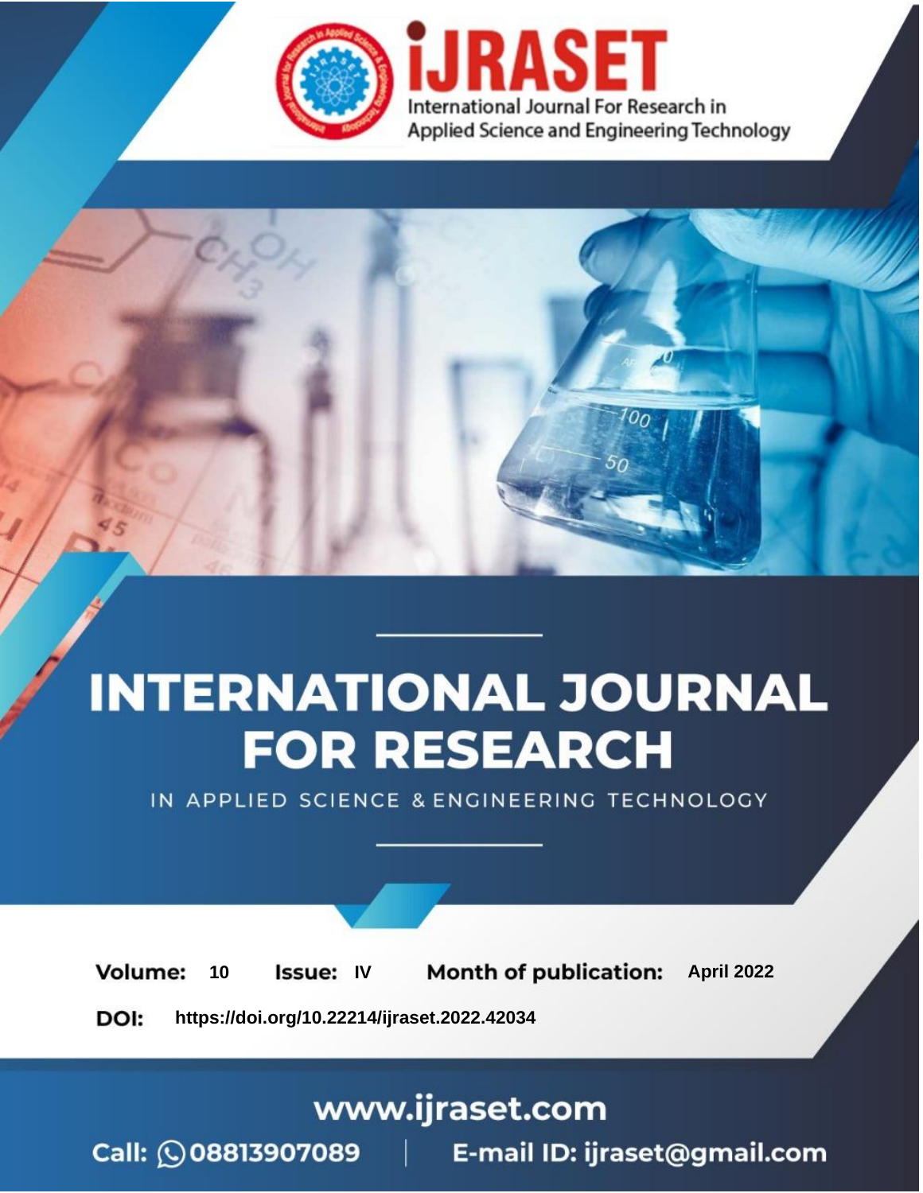# INTERNATIONAL JOURNAL FOR RESEARCH

IN APPLIED SCIENCE & ENGINEERING TECHNOLOGY

**Volume:** 10 **Issue:** IV **Month of publication:** April 2022

**DOI:** https://doi.org/10.22214/ijraset.2022.42034

www.ijraset.com

Call: 08813907089 | E-mail ID: ijraset@gmail.com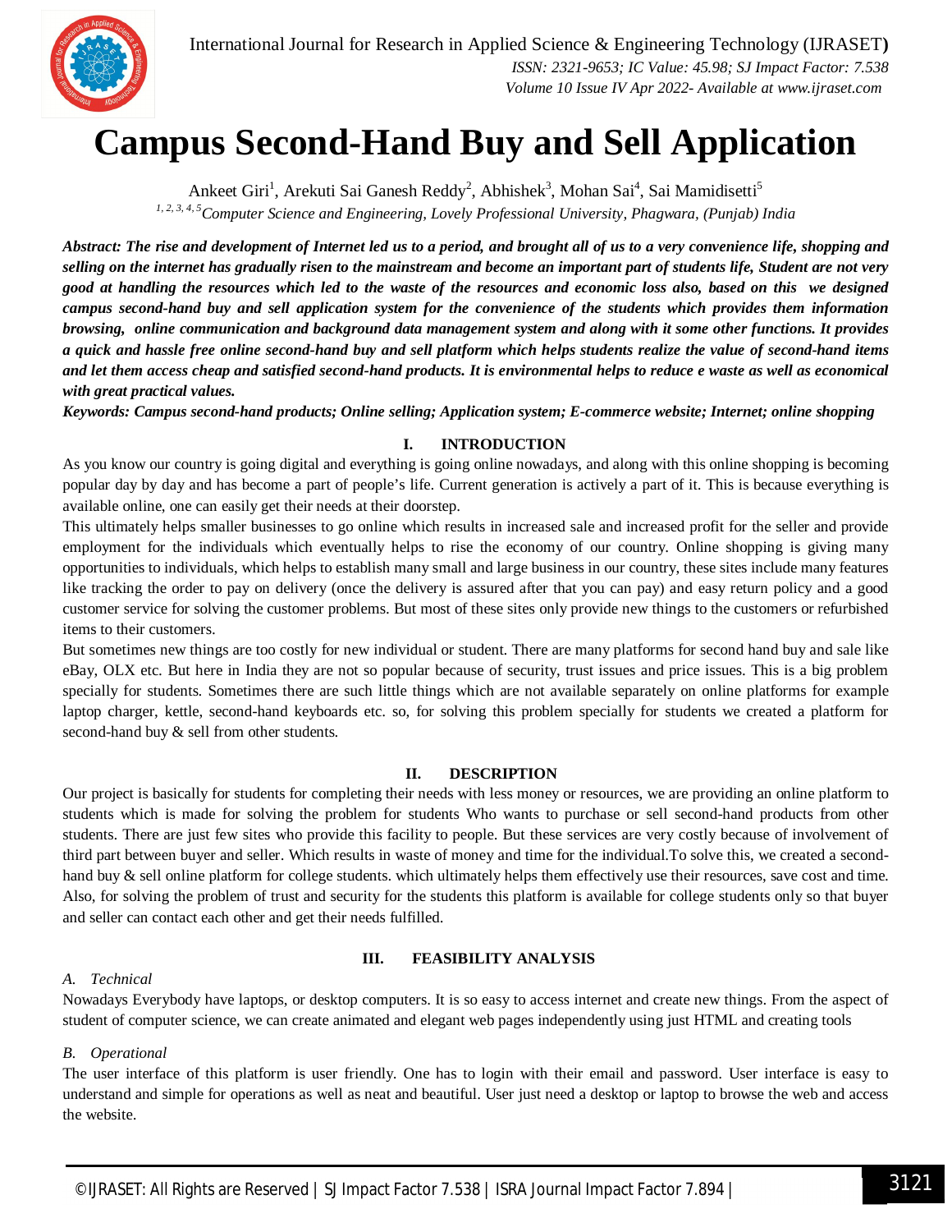# Campus Second-Hand Buy and Sell Application

Ankeet Giri[1], Arekuti Sai Ganesh Reddy[2], Abhishek[3], Mohan Sai[4], Sai Mamidisetti[5]

[1, 2, 3, 4, 5]*Computer Science and Engineering, Lovely Professional University, Phagwara, (Punjab) India*

***Abstract:** The rise and development of Internet led us to a period, and brought all of us to a very convenience life, shopping and selling on the internet has gradually risen to the mainstream and become an important part of students life, Student are not very good at handling the resources which led to the waste of the resources and economic loss also, based on this we designed campus second-hand buy and sell application system for the convenience of the students which provides them information browsing, online communication and background data management system and along with it some other functions. It provides a quick and hassle free online second-hand buy and sell platform which helps students realize the value of second-hand items and let them access cheap and satisfied second-hand products. It is environmental helps to reduce e waste as well as economical with great practical values.*

***Keywords:** Campus second-hand products; Online selling; Application system; E-commerce website; Internet; online shopping*

## I. INTRODUCTION

As you know our country is going digital and everything is going online nowadays, and along with this online shopping is becoming popular day by day and has become a part of people's life. Current generation is actively a part of it. This is because everything is available online, one can easily get their needs at their doorstep.

This ultimately helps smaller businesses to go online which results in increased sale and increased profit for the seller and provide employment for the individuals which eventually helps to rise the economy of our country. Online shopping is giving many opportunities to individuals, which helps to establish many small and large business in our country, these sites include many features like tracking the order to pay on delivery (once the delivery is assured after that you can pay) and easy return policy and a good customer service for solving the customer problems. But most of these sites only provide new things to the customers or refurbished items to their customers.

But sometimes new things are too costly for new individual or student. There are many platforms for second hand buy and sale like eBay, OLX etc. But here in India they are not so popular because of security, trust issues and price issues. This is a big problem specially for students. Sometimes there are such little things which are not available separately on online platforms for example laptop charger, kettle, second-hand keyboards etc. so, for solving this problem specially for students we created a platform for second-hand buy & sell from other students.

## II. DESCRIPTION

Our project is basically for students for completing their needs with less money or resources, we are providing an online platform to students which is made for solving the problem for students Who wants to purchase or sell second-hand products from other students. There are just few sites who provide this facility to people. But these services are very costly because of involvement of third part between buyer and seller. Which results in waste of money and time for the individual.To solve this, we created a second-hand buy & sell online platform for college students. which ultimately helps them effectively use their resources, save cost and time. Also, for solving the problem of trust and security for the students this platform is available for college students only so that buyer and seller can contact each other and get their needs fulfilled.

## III. FEASIBILITY ANALYSIS

### *A. Technical*

Nowadays Everybody have laptops, or desktop computers. It is so easy to access internet and create new things. From the aspect of student of computer science, we can create animated and elegant web pages independently using just HTML and creating tools

### *B. Operational*

The user interface of this platform is user friendly. One has to login with their email and password. User interface is easy to understand and simple for operations as well as neat and beautiful. User just need a desktop or laptop to browse the web and access the website.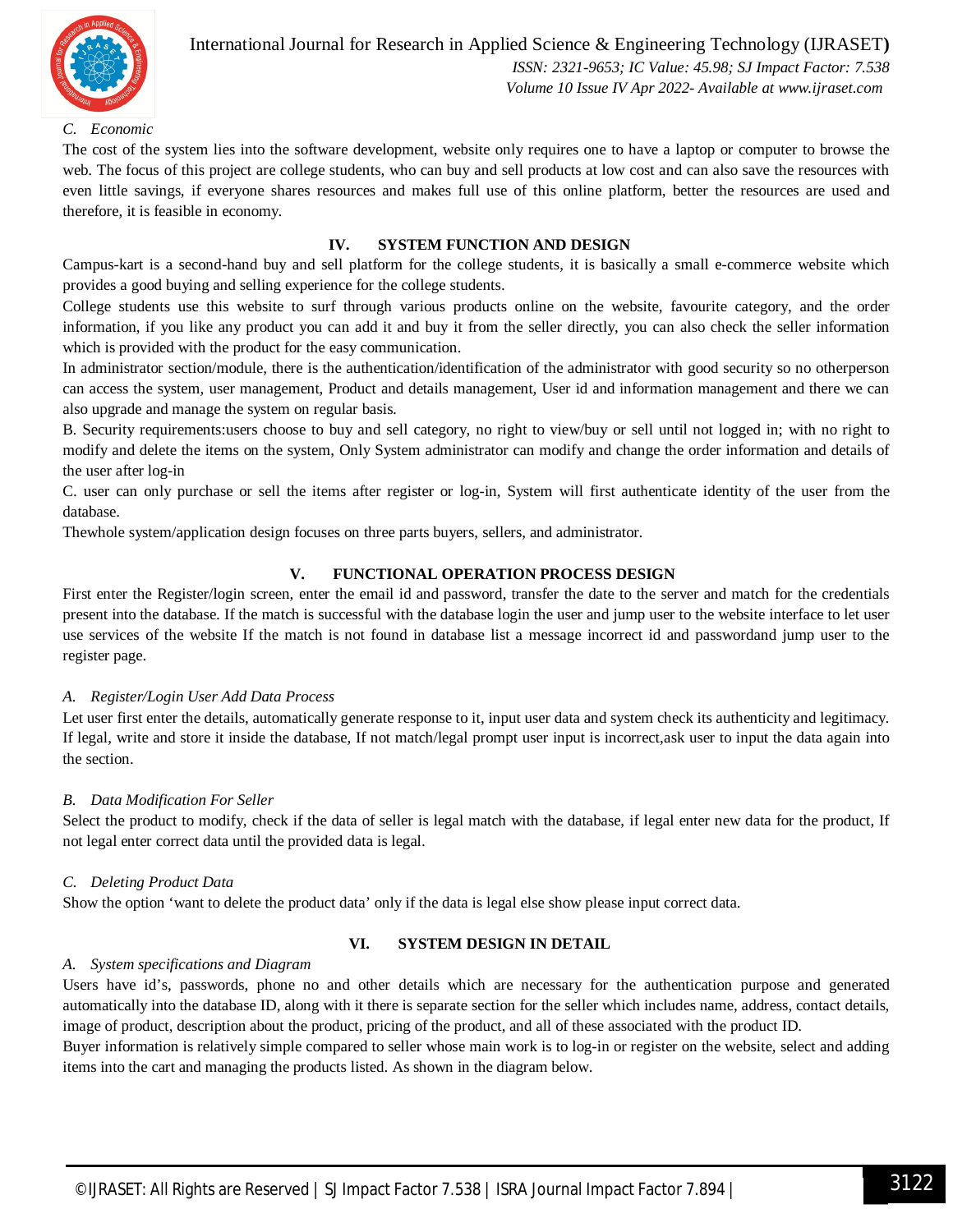### C. Economic

The cost of the system lies into the software development, website only requires one to have a laptop or computer to browse the web. The focus of this project are college students, who can buy and sell products at low cost and can also save the resources with even little savings, if everyone shares resources and makes full use of this online platform, better the resources are used and therefore, it is feasible in economy.

## IV. SYSTEM FUNCTION AND DESIGN

Campus-kart is a second-hand buy and sell platform for the college students, it is basically a small e-commerce website which provides a good buying and selling experience for the college students.

College students use this website to surf through various products online on the website, favourite category, and the order information, if you like any product you can add it and buy it from the seller directly, you can also check the seller information which is provided with the product for the easy communication.

In administrator section/module, there is the authentication/identification of the administrator with good security so no otherperson can access the system, user management, Product and details management, User id and information management and there we can also upgrade and manage the system on regular basis.

B. Security requirements:users choose to buy and sell category, no right to view/buy or sell until not logged in; with no right to modify and delete the items on the system, Only System administrator can modify and change the order information and details of the user after log-in

C. user can only purchase or sell the items after register or log-in, System will first authenticate identity of the user from the database.

Thewhole system/application design focuses on three parts buyers, sellers, and administrator.

## V. FUNCTIONAL OPERATION PROCESS DESIGN

First enter the Register/login screen, enter the email id and password, transfer the date to the server and match for the credentials present into the database. If the match is successful with the database login the user and jump user to the website interface to let user use services of the website If the match is not found in database list a message incorrect id and passwordand jump user to the register page.

### A. Register/Login User Add Data Process

Let user first enter the details, automatically generate response to it, input user data and system check its authenticity and legitimacy. If legal, write and store it inside the database, If not match/legal prompt user input is incorrect,ask user to input the data again into the section.

### B. Data Modification For Seller

Select the product to modify, check if the data of seller is legal match with the database, if legal enter new data for the product, If not legal enter correct data until the provided data is legal.

### C. Deleting Product Data

Show the option 'want to delete the product data' only if the data is legal else show please input correct data.

## VI. SYSTEM DESIGN IN DETAIL

### A. System specifications and Diagram

Users have id's, passwords, phone no and other details which are necessary for the authentication purpose and generated automatically into the database ID, along with it there is separate section for the seller which includes name, address, contact details, image of product, description about the product, pricing of the product, and all of these associated with the product ID.

Buyer information is relatively simple compared to seller whose main work is to log-in or register on the website, select and adding items into the cart and managing the products listed. As shown in the diagram below.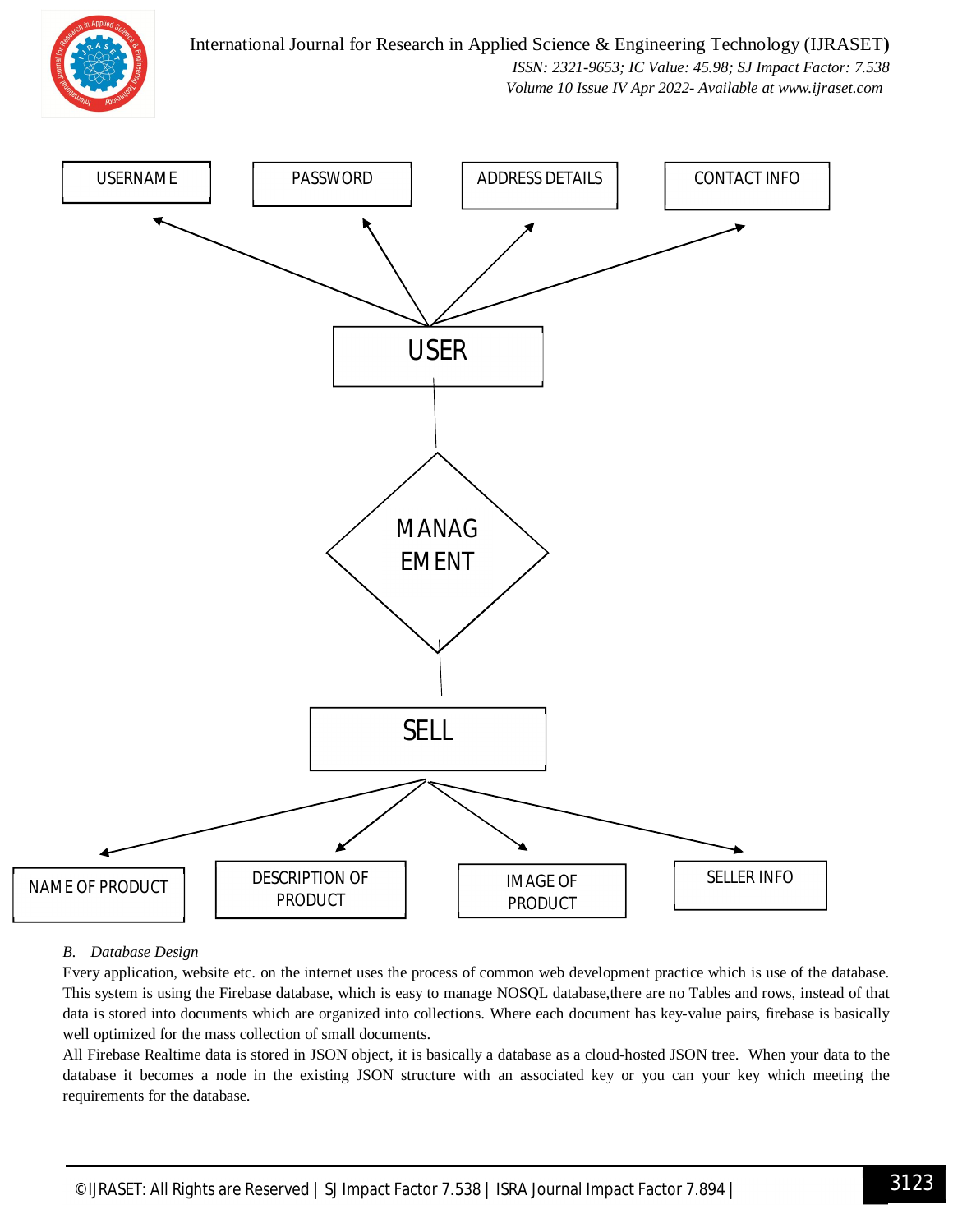USERNAME

PASSWORD

ADDRESS DETAILS

CONTACT INFO

USER

MANAGEMENT

SELL

NAME OF PRODUCT

DESCRIPTION OF PRODUCT

IMAGE OF PRODUCT

SELLER INFO

### *B. Database Design*

Every application, website etc. on the internet uses the process of common web development practice which is use of the database. This system is using the Firebase database, which is easy to manage NOSQL database,there are no Tables and rows, instead of that data is stored into documents which are organized into collections. Where each document has key-value pairs, firebase is basically well optimized for the mass collection of small documents.

All Firebase Realtime data is stored in JSON object, it is basically a database as a cloud-hosted JSON tree. When your data to the database it becomes a node in the existing JSON structure with an associated key or you can your key which meeting the requirements for the database.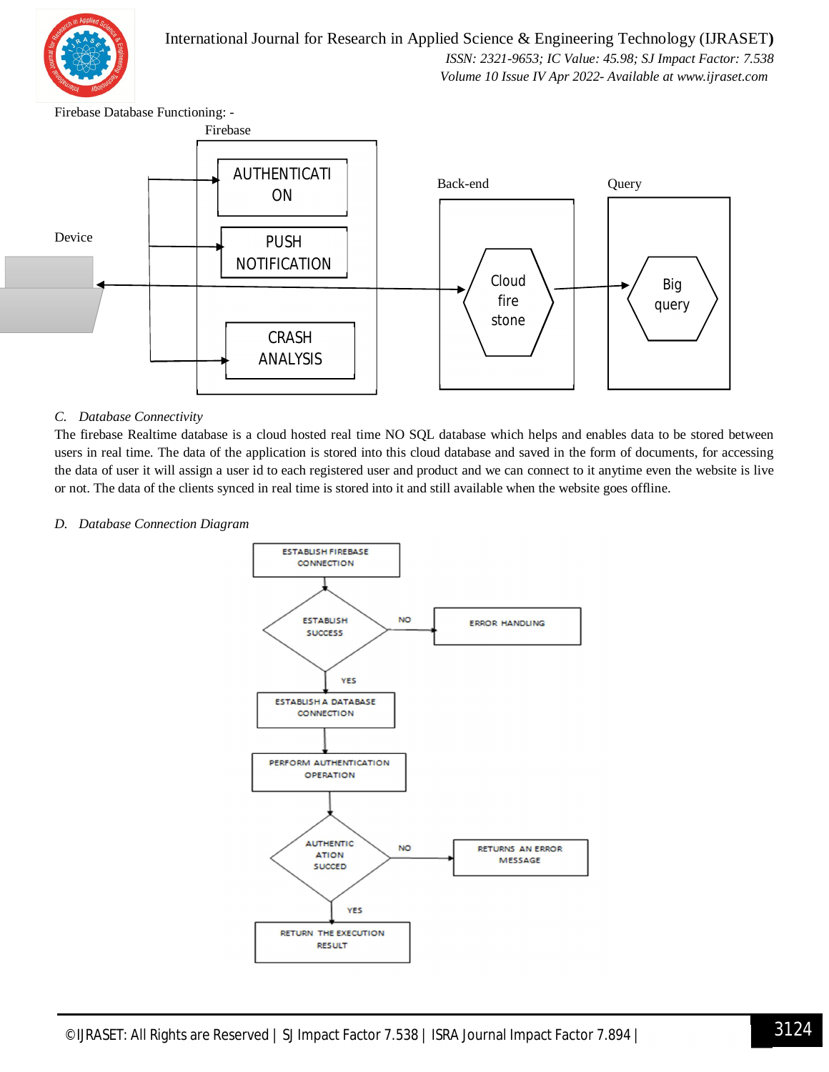Firebase Database Functioning: -

Firebase

AUTHENTICATION

PUSH NOTIFICATION

CRASH ANALYSIS

Device

Back-end

Cloud fire stone

Query

Big query

*C. Database Connectivity*

The firebase Realtime database is a cloud hosted real time NO SQL database which helps and enables data to be stored between users in real time. The data of the application is stored into this cloud database and saved in the form of documents, for accessing the data of user it will assign a user id to each registered user and product and we can connect to it anytime even the website is live or not. The data of the clients synced in real time is stored into it and still available when the website goes offline.

*D. Database Connection Diagram*

ESTABLISH FIREBASE CONNECTION

ESTABLISH SUCCESS

NO

ERROR HANDLING

YES

ESTABLISH A DATABASE CONNECTION

PERFORM AUTHENTICATION OPERATION

AUTHENTICATION SUCCED

NO

RETURNS AN ERROR MESSAGE

YES

RETURN THE EXECUTION RESULT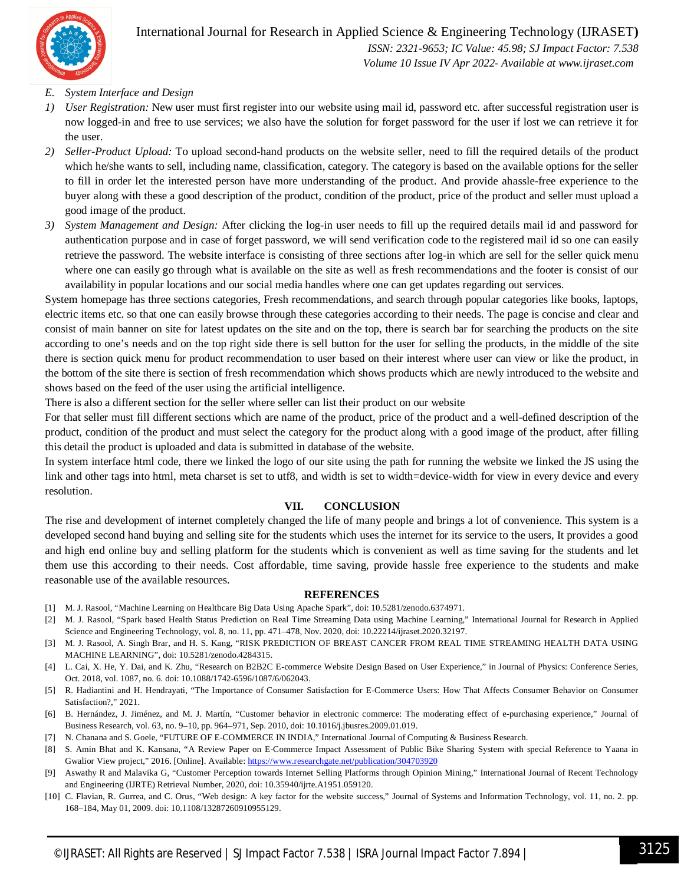### E. System Interface and Design

1) *User Registration:* New user must first register into our website using mail id, password etc. after successful registration user is now logged-in and free to use services; we also have the solution for forget password for the user if lost we can retrieve it for the user.
2) *Seller-Product Upload:* To upload second-hand products on the website seller, need to fill the required details of the product which he/she wants to sell, including name, classification, category. The category is based on the available options for the seller to fill in order let the interested person have more understanding of the product. And provide ahassle-free experience to the buyer along with these a good description of the product, condition of the product, price of the product and seller must upload a good image of the product.
3) *System Management and Design:* After clicking the log-in user needs to fill up the required details mail id and password for authentication purpose and in case of forget password, we will send verification code to the registered mail id so one can easily retrieve the password. The website interface is consisting of three sections after log-in which are sell for the seller quick menu where one can easily go through what is available on the site as well as fresh recommendations and the footer is consist of our availability in popular locations and our social media handles where one can get updates regarding out services.

System homepage has three sections categories, Fresh recommendations, and search through popular categories like books, laptops, electric items etc. so that one can easily browse through these categories according to their needs. The page is concise and clear and consist of main banner on site for latest updates on the site and on the top, there is search bar for searching the products on the site according to one's needs and on the top right side there is sell button for the user for selling the products, in the middle of the site there is section quick menu for product recommendation to user based on their interest where user can view or like the product, in the bottom of the site there is section of fresh recommendation which shows products which are newly introduced to the website and shows based on the feed of the user using the artificial intelligence.

There is also a different section for the seller where seller can list their product on our website

For that seller must fill different sections which are name of the product, price of the product and a well-defined description of the product, condition of the product and must select the category for the product along with a good image of the product, after filling this detail the product is uploaded and data is submitted in database of the website.

In system interface html code, there we linked the logo of our site using the path for running the website we linked the JS using the link and other tags into html, meta charset is set to utf8, and width is set to width=device-width for view in every device and every resolution.

## VII. CONCLUSION

The rise and development of internet completely changed the life of many people and brings a lot of convenience. This system is a developed second hand buying and selling site for the students which uses the internet for its service to the users, It provides a good and high end online buy and selling platform for the students which is convenient as well as time saving for the students and let them use this according to their needs. Cost affordable, time saving, provide hassle free experience to the students and make reasonable use of the available resources.

## REFERENCES

[1] M. J. Rasool, "Machine Learning on Healthcare Big Data Using Apache Spark", doi: 10.5281/zenodo.6374971.

[2] M. J. Rasool, "Spark based Health Status Prediction on Real Time Streaming Data using Machine Learning," International Journal for Research in Applied Science and Engineering Technology, vol. 8, no. 11, pp. 471–478, Nov. 2020, doi: 10.22214/ijraset.2020.32197.

[3] M. J. Rasool, A. Singh Brar, and H. S. Kang, "RISK PREDICTION OF BREAST CANCER FROM REAL TIME STREAMING HEALTH DATA USING MACHINE LEARNING", doi: 10.5281/zenodo.4284315.

[4] L. Cai, X. He, Y. Dai, and K. Zhu, "Research on B2B2C E-commerce Website Design Based on User Experience," in Journal of Physics: Conference Series, Oct. 2018, vol. 1087, no. 6. doi: 10.1088/1742-6596/1087/6/062043.

[5] R. Hadiantini and H. Hendrayati, "The Importance of Consumer Satisfaction for E-Commerce Users: How That Affects Consumer Behavior on Consumer Satisfaction?," 2021.

[6] B. Hernández, J. Jiménez, and M. J. Martín, "Customer behavior in electronic commerce: The moderating effect of e-purchasing experience," Journal of Business Research, vol. 63, no. 9–10, pp. 964–971, Sep. 2010, doi: 10.1016/j.jbusres.2009.01.019.

[7] N. Chanana and S. Goele, "FUTURE OF E-COMMERCE IN INDIA," International Journal of Computing & Business Research.

[8] S. Amin Bhat and K. Kansana, "A Review Paper on E-Commerce Impact Assessment of Public Bike Sharing System with special Reference to Yaana in Gwalior View project," 2016. [Online]. Available: https://www.researchgate.net/publication/304703920

[9] Aswathy R and Malavika G, "Customer Perception towards Internet Selling Platforms through Opinion Mining," International Journal of Recent Technology and Engineering (IJRTE) Retrieval Number, 2020, doi: 10.35940/ijrte.A1951.059120.

[10] C. Flavian, R. Gurrea, and C. Orus, "Web design: A key factor for the website success," Journal of Systems and Information Technology, vol. 11, no. 2. pp. 168–184, May 01, 2009. doi: 10.1108/13287260910955129.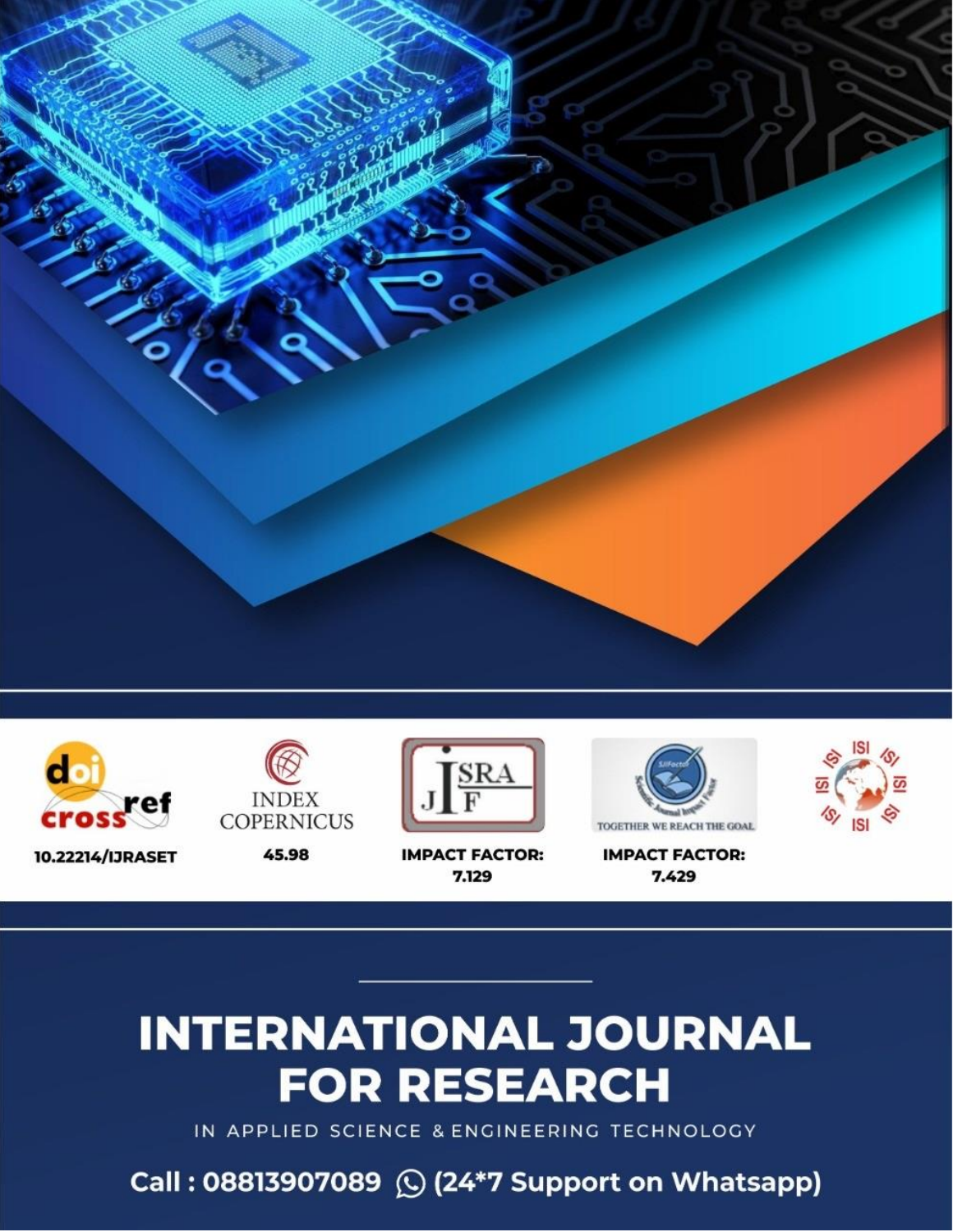10.22214/IJRASET

INDEX COPERNICUS

45.98

IMPACT FACTOR: 7.129

IMPACT FACTOR: 7.429

# INTERNATIONAL JOURNAL FOR RESEARCH

IN APPLIED SCIENCE & ENGINEERING TECHNOLOGY

Call : 08813907089 (24*7 Support on Whatsapp)